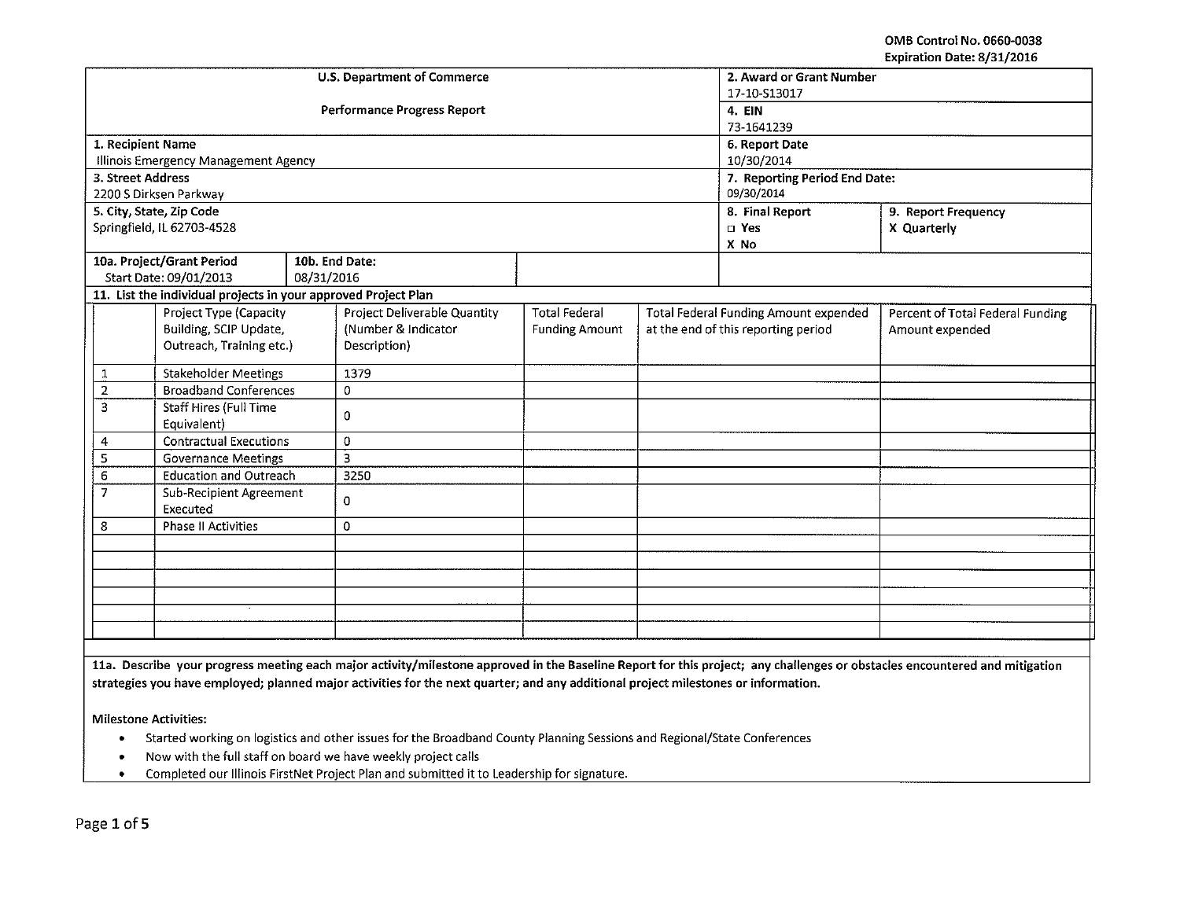OMB Control No. 0660-0038
Expiration Date: 8/31/2016

| U.S. Department of Commerce<br><br>Performance Progress Report | 2. Award or Grant Number<br>17-10-S13017<br>4. EIN<br>73-1641239 | |
|---|---|---|
| 1. Recipient Name<br>Illinois Emergency Management Agency | 6. Report Date<br>10/30/2014 | |
| 3. Street Address<br>2200 S Dirksen Parkway | 7. Reporting Period End Date:<br>09/30/2014 | |
| 5. City, State, Zip Code<br>Springfield, IL 62703-4528 | 8. Final Report<br>☐ Yes<br>X No | 9. Report Frequency<br>X Quarterly |
| 10a. Project/Grant Period<br>Start Date: 09/01/2013 — 10b. End Date: 08/31/2016 | | |

**11. List the individual projects in your approved Project Plan**

| | Project Type (Capacity Building, SCIP Update, Outreach, Training etc.) | Project Deliverable Quantity (Number & Indicator Description) | Total Federal Funding Amount | Total Federal Funding Amount expended at the end of this reporting period | Percent of Total Federal Funding Amount expended |
|---|---|---|---|---|---|
| 1 | Stakeholder Meetings | 1379 | | | |
| 2 | Broadband Conferences | 0 | | | |
| 3 | Staff Hires (Full Time Equivalent) | 0 | | | |
| 4 | Contractual Executions | 0 | | | |
| 5 | Governance Meetings | 3 | | | |
| 6 | Education and Outreach | 3250 | | | |
| 7 | Sub-Recipient Agreement Executed | 0 | | | |
| 8 | Phase II Activities | 0 | | | |
| | | | | | |
| | | | | | |
| | | | | | |
| | | | | | |
| | | | | | |
| | | | | | |

**11a. Describe your progress meeting each major activity/milestone approved in the Baseline Report for this project; any challenges or obstacles encountered and mitigation strategies you have employed; planned major activities for the next quarter; and any additional project milestones or information.**

Milestone Activities:

- Started working on logistics and other issues for the Broadband County Planning Sessions and Regional/State Conferences
- Now with the full staff on board we have weekly project calls
- Completed our Illinois FirstNet Project Plan and submitted it to Leadership for signature.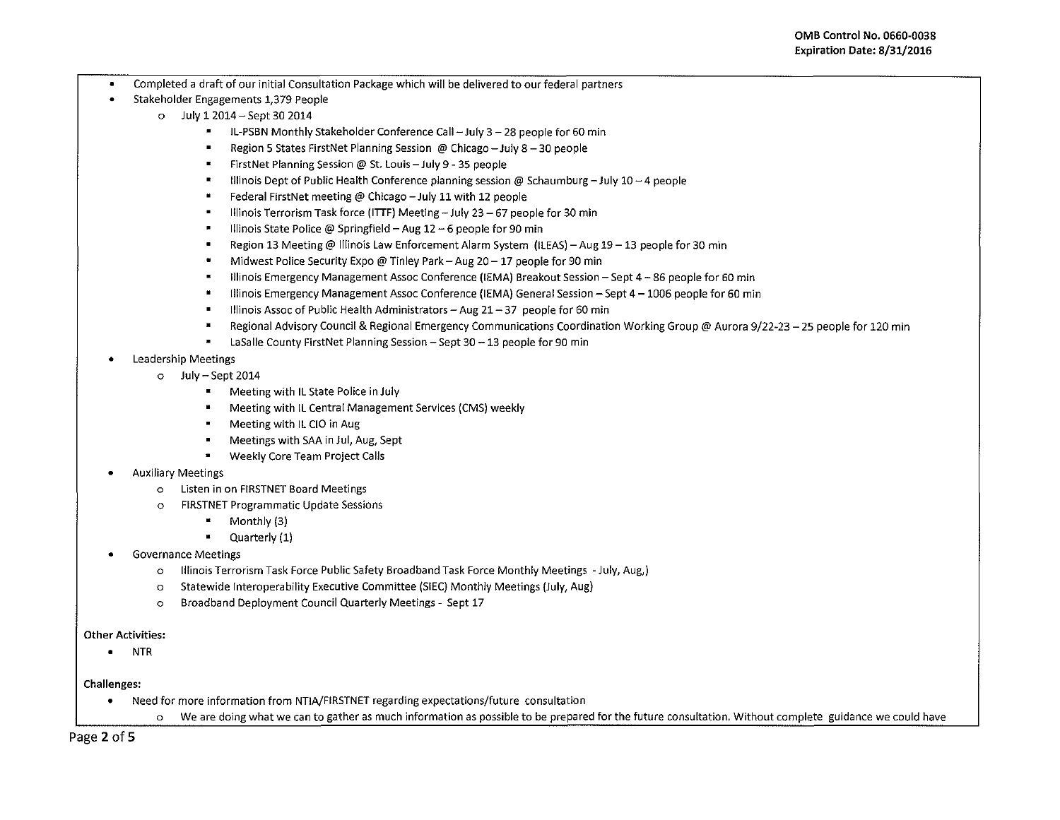- Completed a draft of our initial Consultation Package which will be delivered to our federal partners
- Stakeholder Engagements 1,379 People
    - July 1 2014 – Sept 30 2014
        - IL-PSBN Monthly Stakeholder Conference Call – July 3 – 28 people for 60 min
        - Region 5 States FirstNet Planning Session @ Chicago – July 8 – 30 people
        - FirstNet Planning Session @ St. Louis – July 9 - 35 people
        - Illinois Dept of Public Health Conference planning session @ Schaumburg – July 10 – 4 people
        - Federal FirstNet meeting @ Chicago – July 11 with 12 people
        - Illinois Terrorism Task force (ITTF) Meeting – July 23 – 67 people for 30 min
        - Illinois State Police @ Springfield – Aug 12 – 6 people for 90 min
        - Region 13 Meeting @ Illinois Law Enforcement Alarm System (ILEAS) – Aug 19 – 13 people for 30 min
        - Midwest Police Security Expo @ Tinley Park – Aug 20 – 17 people for 90 min
        - Illinois Emergency Management Assoc Conference (IEMA) Breakout Session – Sept 4 – 86 people for 60 min
        - Illinois Emergency Management Assoc Conference (IEMA) General Session – Sept 4 – 1006 people for 60 min
        - Illinois Assoc of Public Health Administrators – Aug 21 – 37 people for 60 min
        - Regional Advisory Council & Regional Emergency Communications Coordination Working Group @ Aurora 9/22-23 – 25 people for 120 min
        - LaSalle County FirstNet Planning Session – Sept 30 – 13 people for 90 min
- Leadership Meetings
    - July – Sept 2014
        - Meeting with IL State Police in July
        - Meeting with IL Central Management Services (CMS) weekly
        - Meeting with IL CIO in Aug
        - Meetings with SAA in Jul, Aug, Sept
        - Weekly Core Team Project Calls
- Auxiliary Meetings
    - Listen in on FIRSTNET Board Meetings
    - FIRSTNET Programmatic Update Sessions
        - Monthly (3)
        - Quarterly (1)
- Governance Meetings
    - Illinois Terrorism Task Force Public Safety Broadband Task Force Monthly Meetings - July, Aug,)
    - Statewide Interoperability Executive Committee (SIEC) Monthly Meetings (July, Aug)
    - Broadband Deployment Council Quarterly Meetings - Sept 17

**Other Activities:**

- NTR

**Challenges:**

- Need for more information from NTIA/FIRSTNET regarding expectations/future consultation
    - We are doing what we can to gather as much information as possible to be prepared for the future consultation. Without complete guidance we could have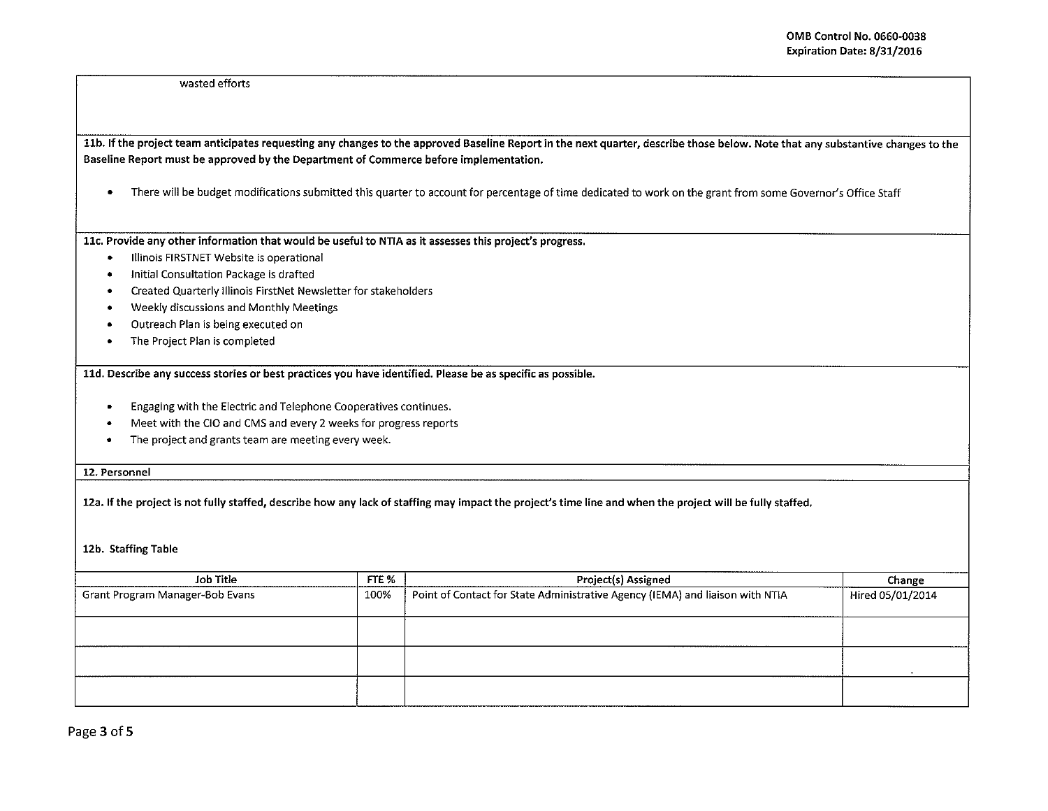wasted efforts

**11b. If the project team anticipates requesting any changes to the approved Baseline Report in the next quarter, describe those below. Note that any substantive changes to the Baseline Report must be approved by the Department of Commerce before implementation.**

- There will be budget modifications submitted this quarter to account for percentage of time dedicated to work on the grant from some Governor's Office Staff

**11c. Provide any other information that would be useful to NTIA as it assesses this project's progress.**

- Illinois FIRSTNET Website is operational
- Initial Consultation Package is drafted
- Created Quarterly Illinois FirstNet Newsletter for stakeholders
- Weekly discussions and Monthly Meetings
- Outreach Plan is being executed on
- The Project Plan is completed

**11d. Describe any success stories or best practices you have identified. Please be as specific as possible.**

- Engaging with the Electric and Telephone Cooperatives continues.
- Meet with the CIO and CMS and every 2 weeks for progress reports
- The project and grants team are meeting every week.

**12. Personnel**

**12a. If the project is not fully staffed, describe how any lack of staffing may impact the project's time line and when the project will be fully staffed.**

**12b. Staffing Table**

| Job Title | FTE % | Project(s) Assigned | Change |
|---|---|---|---|
| Grant Program Manager-Bob Evans | 100% | Point of Contact for State Administrative Agency (IEMA) and liaison with NTIA | Hired 05/01/2014 |
| | | | |
| | | | |
| | | | |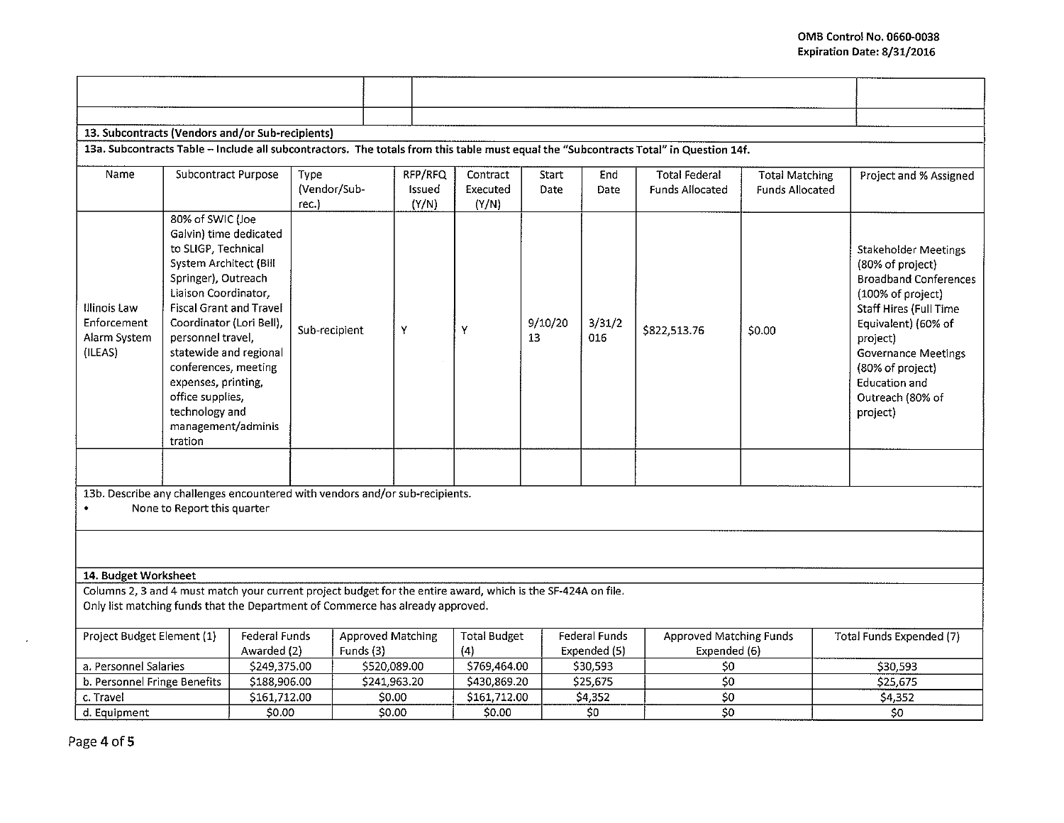OMB Control No. 0660-0038
Expiration Date: 8/31/2016

| | | | |
|---|---|---|---|
| | | | |
| | | | |

### 13. Subcontracts (Vendors and/or Sub-recipients)

13a. Subcontracts Table – Include all subcontractors. The totals from this table must equal the "Subcontracts Total" in Question 14f.

| Name | Subcontract Purpose | Type (Vendor/Sub-rec.) | RFP/RFQ Issued (Y/N) | Contract Executed (Y/N) | Start Date | End Date | Total Federal Funds Allocated | Total Matching Funds Allocated | Project and % Assigned |
|---|---|---|---|---|---|---|---|---|---|
| Illinois Law Enforcement Alarm System (ILEAS) | 80% of SWIC (Joe Galvin) time dedicated to SLIGP, Technical System Architect (Bill Springer), Outreach Liaison Coordinator, Fiscal Grant and Travel Coordinator (Lori Bell), personnel travel, statewide and regional conferences, meeting expenses, printing, office supplies, technology and management/administration | Sub-recipient | Y | Y | 9/10/2013 | 3/31/2016 | $822,513.76 | $0.00 | Stakeholder Meetings (80% of project) Broadband Conferences (100% of project) Staff Hires (Full Time Equivalent) (60% of project) Governance Meetings (80% of project) Education and Outreach (80% of project) |
| | | | | | | | | | |

13b. Describe any challenges encountered with vendors and/or sub-recipients.

- None to Report this quarter

### 14. Budget Worksheet

Columns 2, 3 and 4 must match your current project budget for the entire award, which is the SF-424A on file.
Only list matching funds that the Department of Commerce has already approved.

| Project Budget Element (1) | Federal Funds Awarded (2) | Approved Matching Funds (3) | Total Budget (4) | Federal Funds Expended (5) | Approved Matching Funds Expended (6) | Total Funds Expended (7) |
|---|---|---|---|---|---|---|
| a. Personnel Salaries | $249,375.00 | $520,089.00 | $769,464.00 | $30,593 | $0 | $30,593 |
| b. Personnel Fringe Benefits | $188,906.00 | $241,963.20 | $430,869.20 | $25,675 | $0 | $25,675 |
| c. Travel | $161,712.00 | $0.00 | $161,712.00 | $4,352 | $0 | $4,352 |
| d. Equipment | $0.00 | $0.00 | $0.00 | $0 | $0 | $0 |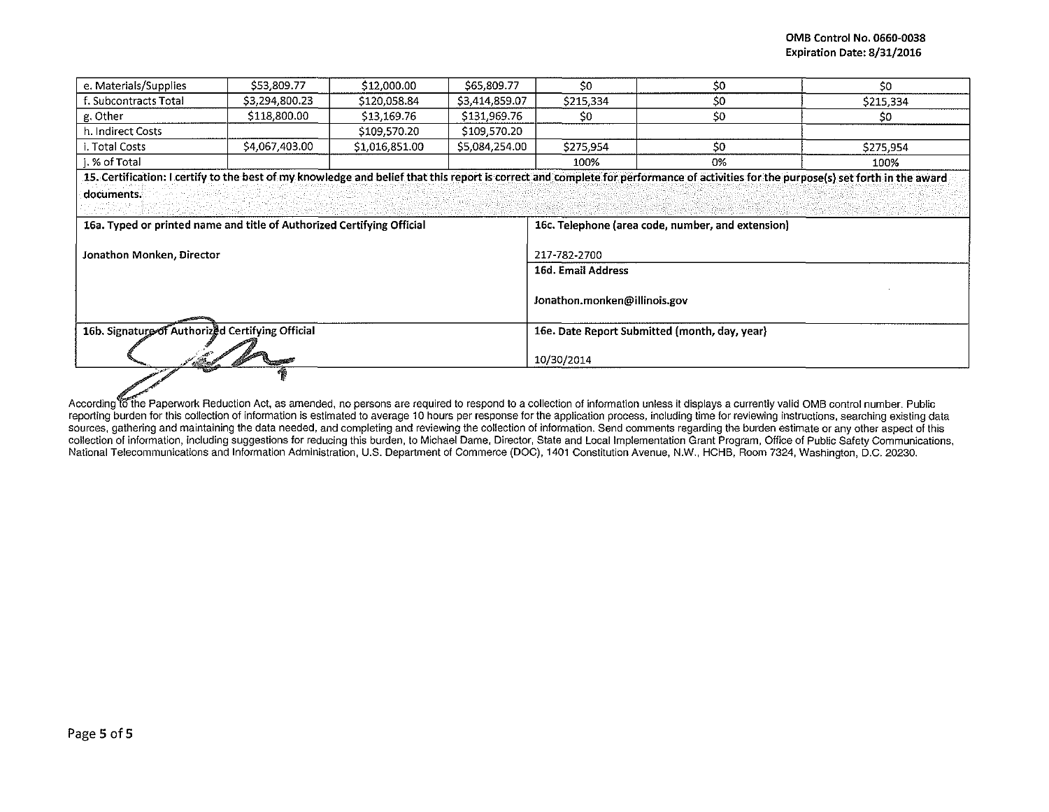| | | | | | | |
|---|---|---|---|---|---|---|
| e. Materials/Supplies | $53,809.77 | $12,000.00 | $65,809.77 | $0 | $0 | $0 |
| f. Subcontracts Total | $3,294,800.23 | $120,058.84 | $3,414,859.07 | $215,334 | $0 | $215,334 |
| g. Other | $118,800.00 | $13,169.76 | $131,969.76 | $0 | $0 | $0 |
| h. Indirect Costs | | $109,570.20 | $109,570.20 | | | |
| i. Total Costs | $4,067,403.00 | $1,016,851.00 | $5,084,254.00 | $275,954 | $0 | $275,954 |
| j. % of Total | | | | 100% | 0% | 100% |

**15. Certification: I certify to the best of my knowledge and belief that this report is correct and complete for performance of activities for the purpose(s) set forth in the award documents.**

| | |
|---|---|
| **16a. Typed or printed name and title of Authorized Certifying Official**<br><br>Jonathon Monken, Director | **16c. Telephone (area code, number, and extension)**<br><br>217-782-2700 |
| | **16d. Email Address**<br><br>Jonathon.monken@illinois.gov |
| **16b. Signature of Authorized Certifying Official** | **16e. Date Report Submitted (month, day, year)**<br><br>10/30/2014 |

According to the Paperwork Reduction Act, as amended, no persons are required to respond to a collection of information unless it displays a currently valid OMB control number. Public reporting burden for this collection of information is estimated to average 10 hours per response for the application process, including time for reviewing instructions, searching existing data sources, gathering and maintaining the data needed, and completing and reviewing the collection of information. Send comments regarding the burden estimate or any other aspect of this collection of information, including suggestions for reducing this burden, to Michael Dame, Director, State and Local Implementation Grant Program, Office of Public Safety Communications, National Telecommunications and Information Administration, U.S. Department of Commerce (DOC), 1401 Constitution Avenue, N.W., HCHB, Room 7324, Washington, D.C. 20230.